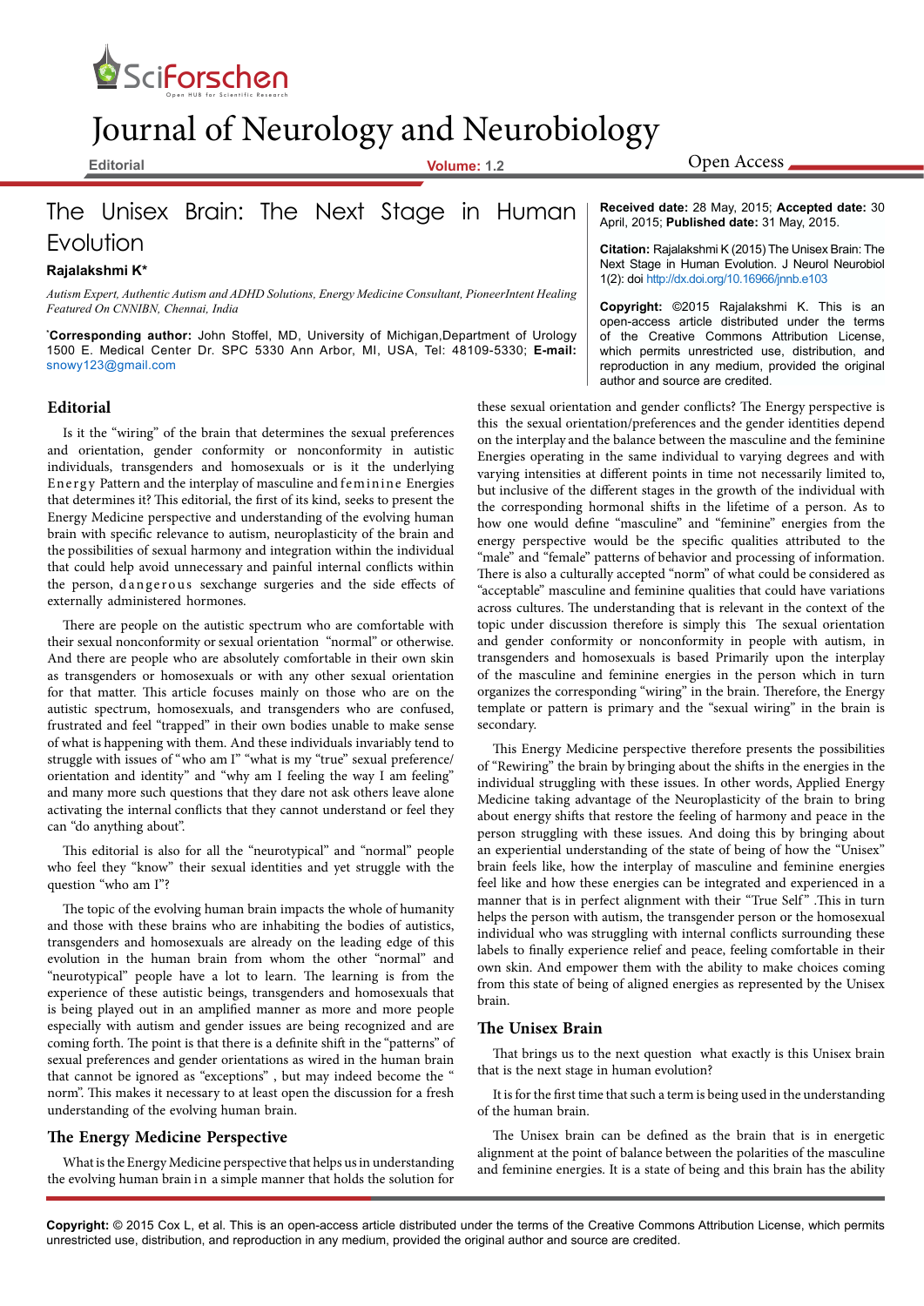# The Unisex Brain: The Next Stage in Human Evolution

**Rajalakshmi K***

*Autism Expert, Authentic Autism and ADHD Solutions, Energy Medicine Consultant, PioneerIntent Healing Featured On CNNIBN, Chennai, India*

***Corresponding author:** John Stoffel, MD, University of Michigan,Department of Urology 1500 E. Medical Center Dr. SPC 5330 Ann Arbor, MI, USA, Tel: 48109-5330; **E-mail:** snowy123@gmail.com

**Received date:** 28 May, 2015; **Accepted date:** 30 April, 2015; **Published date:** 31 May, 2015.

**Citation:** Rajalakshmi K (2015) The Unisex Brain: The Next Stage in Human Evolution. J Neurol Neurobiol 1(2): doi http://dx.doi.org/10.16966/jnnb.e103

**Copyright:** ©2015 Rajalakshmi K. This is an open-access article distributed under the terms of the Creative Commons Attribution License, which permits unrestricted use, distribution, and reproduction in any medium, provided the original author and source are credited.

## Editorial

Is it the "wiring" of the brain that determines the sexual preferences and orientation, gender conformity or nonconformity in autistic individuals, transgenders and homosexuals or is it the underlying Energy Pattern and the interplay of masculine and feminine Energies that determines it? This editorial, the first of its kind, seeks to present the Energy Medicine perspective and understanding of the evolving human brain with specific relevance to autism, neuroplasticity of the brain and the possibilities of sexual harmony and integration within the individual that could help avoid unnecessary and painful internal conflicts within the person, dangerous sexchange surgeries and the side effects of externally administered hormones.

There are people on the autistic spectrum who are comfortable with their sexual nonconformity or sexual orientation "normal" or otherwise. And there are people who are absolutely comfortable in their own skin as transgenders or homosexuals or with any other sexual orientation for that matter. This article focuses mainly on those who are on the autistic spectrum, homosexuals, and transgenders who are confused, frustrated and feel "trapped" in their own bodies unable to make sense of what is happening with them. And these individuals invariably tend to struggle with issues of "who am I" "what is my "true" sexual preference/ orientation and identity" and "why am I feeling the way I am feeling" and many more such questions that they dare not ask others leave alone activating the internal conflicts that they cannot understand or feel they can "do anything about".

This editorial is also for all the "neurotypical" and "normal" people who feel they "know" their sexual identities and yet struggle with the question "who am I"?

The topic of the evolving human brain impacts the whole of humanity and those with these brains who are inhabiting the bodies of autistics, transgenders and homosexuals are already on the leading edge of this evolution in the human brain from whom the other "normal" and "neurotypical" people have a lot to learn. The learning is from the experience of these autistic beings, transgenders and homosexuals that is being played out in an amplified manner as more and more people especially with autism and gender issues are being recognized and are coming forth. The point is that there is a definite shift in the "patterns" of sexual preferences and gender orientations as wired in the human brain that cannot be ignored as "exceptions" , but may indeed become the " norm". This makes it necessary to at least open the discussion for a fresh understanding of the evolving human brain.

## The Energy Medicine Perspective

What is the Energy Medicine perspective that helps us in understanding the evolving human brain in a simple manner that holds the solution for these sexual orientation and gender conflicts? The Energy perspective is this the sexual orientation/preferences and the gender identities depend on the interplay and the balance between the masculine and the feminine Energies operating in the same individual to varying degrees and with varying intensities at different points in time not necessarily limited to, but inclusive of the different stages in the growth of the individual with the corresponding hormonal shifts in the lifetime of a person. As to how one would define "masculine" and "feminine" energies from the energy perspective would be the specific qualities attributed to the "male" and "female" patterns of behavior and processing of information. There is also a culturally accepted "norm" of what could be considered as "acceptable" masculine and feminine qualities that could have variations across cultures. The understanding that is relevant in the context of the topic under discussion therefore is simply this The sexual orientation and gender conformity or nonconformity in people with autism, in transgenders and homosexuals is based Primarily upon the interplay of the masculine and feminine energies in the person which in turn organizes the corresponding "wiring" in the brain. Therefore, the Energy template or pattern is primary and the "sexual wiring" in the brain is secondary.

This Energy Medicine perspective therefore presents the possibilities of "Rewiring" the brain by bringing about the shifts in the energies in the individual struggling with these issues. In other words, Applied Energy Medicine taking advantage of the Neuroplasticity of the brain to bring about energy shifts that restore the feeling of harmony and peace in the person struggling with these issues. And doing this by bringing about an experiential understanding of the state of being of how the "Unisex" brain feels like, how the interplay of masculine and feminine energies feel like and how these energies can be integrated and experienced in a manner that is in perfect alignment with their "True Self" .This in turn helps the person with autism, the transgender person or the homosexual individual who was struggling with internal conflicts surrounding these labels to finally experience relief and peace, feeling comfortable in their own skin. And empower them with the ability to make choices coming from this state of being of aligned energies as represented by the Unisex brain.

## The Unisex Brain

That brings us to the next question what exactly is this Unisex brain that is the next stage in human evolution?

It is for the first time that such a term is being used in the understanding of the human brain.

The Unisex brain can be defined as the brain that is in energetic alignment at the point of balance between the polarities of the masculine and feminine energies. It is a state of being and this brain has the ability

**Copyright:** © 2015 Cox L, et al. This is an open-access article distributed under the terms of the Creative Commons Attribution License, which permits unrestricted use, distribution, and reproduction in any medium, provided the original author and source are credited.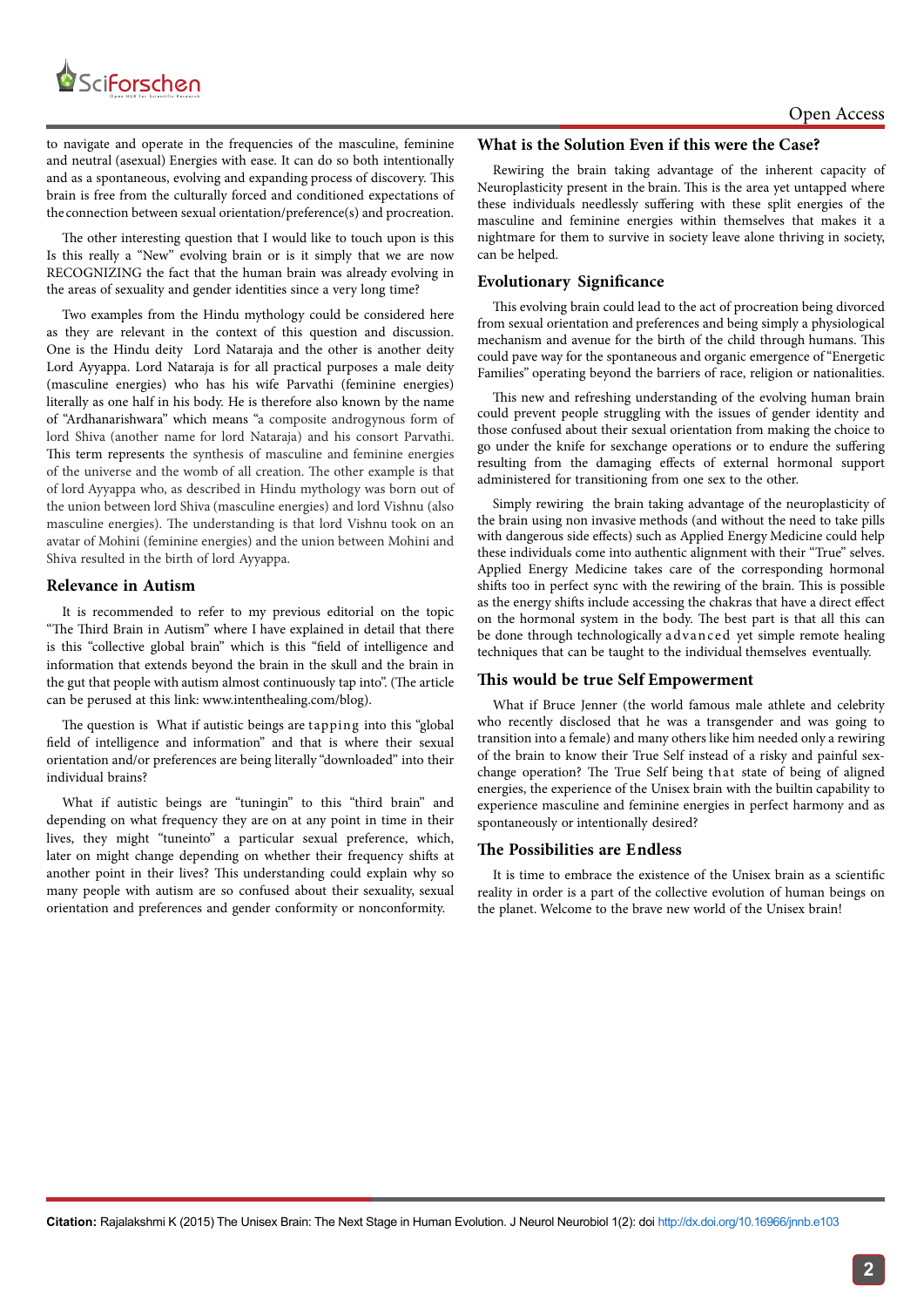to navigate and operate in the frequencies of the masculine, feminine and neutral (asexual) Energies with ease. It can do so both intentionally and as a spontaneous, evolving and expanding process of discovery. This brain is free from the culturally forced and conditioned expectations of the connection between sexual orientation/preference(s) and procreation.

The other interesting question that I would like to touch upon is this Is this really a "New" evolving brain or is it simply that we are now RECOGNIZING the fact that the human brain was already evolving in the areas of sexuality and gender identities since a very long time?

Two examples from the Hindu mythology could be considered here as they are relevant in the context of this question and discussion. One is the Hindu deity Lord Nataraja and the other is another deity Lord Ayyappa. Lord Nataraja is for all practical purposes a male deity (masculine energies) who has his wife Parvathi (feminine energies) literally as one half in his body. He is therefore also known by the name of "Ardhanarishwara" which means "a composite androgynous form of lord Shiva (another name for lord Nataraja) and his consort Parvathi. This term represents the synthesis of masculine and feminine energies of the universe and the womb of all creation. The other example is that of lord Ayyappa who, as described in Hindu mythology was born out of the union between lord Shiva (masculine energies) and lord Vishnu (also masculine energies). The understanding is that lord Vishnu took on an avatar of Mohini (feminine energies) and the union between Mohini and Shiva resulted in the birth of lord Ayyappa.

## Relevance in Autism

It is recommended to refer to my previous editorial on the topic "The Third Brain in Autism" where I have explained in detail that there is this "collective global brain" which is this "field of intelligence and information that extends beyond the brain in the skull and the brain in the gut that people with autism almost continuously tap into". (The article can be perused at this link: www.intenthealing.com/blog).

The question is What if autistic beings are tapping into this "global field of intelligence and information" and that is where their sexual orientation and/or preferences are being literally "downloaded" into their individual brains?

What if autistic beings are "tuningin" to this "third brain" and depending on what frequency they are on at any point in time in their lives, they might "tuneinto" a particular sexual preference, which, later on might change depending on whether their frequency shifts at another point in their lives? This understanding could explain why so many people with autism are so confused about their sexuality, sexual orientation and preferences and gender conformity or nonconformity.

## What is the Solution Even if this were the Case?

Rewiring the brain taking advantage of the inherent capacity of Neuroplasticity present in the brain. This is the area yet untapped where these individuals needlessly suffering with these split energies of the masculine and feminine energies within themselves that makes it a nightmare for them to survive in society leave alone thriving in society, can be helped.

## Evolutionary Significance

This evolving brain could lead to the act of procreation being divorced from sexual orientation and preferences and being simply a physiological mechanism and avenue for the birth of the child through humans. This could pave way for the spontaneous and organic emergence of "Energetic Families" operating beyond the barriers of race, religion or nationalities.

This new and refreshing understanding of the evolving human brain could prevent people struggling with the issues of gender identity and those confused about their sexual orientation from making the choice to go under the knife for sexchange operations or to endure the suffering resulting from the damaging effects of external hormonal support administered for transitioning from one sex to the other.

Simply rewiring the brain taking advantage of the neuroplasticity of the brain using non invasive methods (and without the need to take pills with dangerous side effects) such as Applied Energy Medicine could help these individuals come into authentic alignment with their "True" selves. Applied Energy Medicine takes care of the corresponding hormonal shifts too in perfect sync with the rewiring of the brain. This is possible as the energy shifts include accessing the chakras that have a direct effect on the hormonal system in the body. The best part is that all this can be done through technologically advanced yet simple remote healing techniques that can be taught to the individual themselves eventually.

## This would be true Self Empowerment

What if Bruce Jenner (the world famous male athlete and celebrity who recently disclosed that he was a transgender and was going to transition into a female) and many others like him needed only a rewiring of the brain to know their True Self instead of a risky and painful sex-change operation? The True Self being that state of being of aligned energies, the experience of the Unisex brain with the builtin capability to experience masculine and feminine energies in perfect harmony and as spontaneously or intentionally desired?

## The Possibilities are Endless

It is time to embrace the existence of the Unisex brain as a scientific reality in order is a part of the collective evolution of human beings on the planet. Welcome to the brave new world of the Unisex brain!